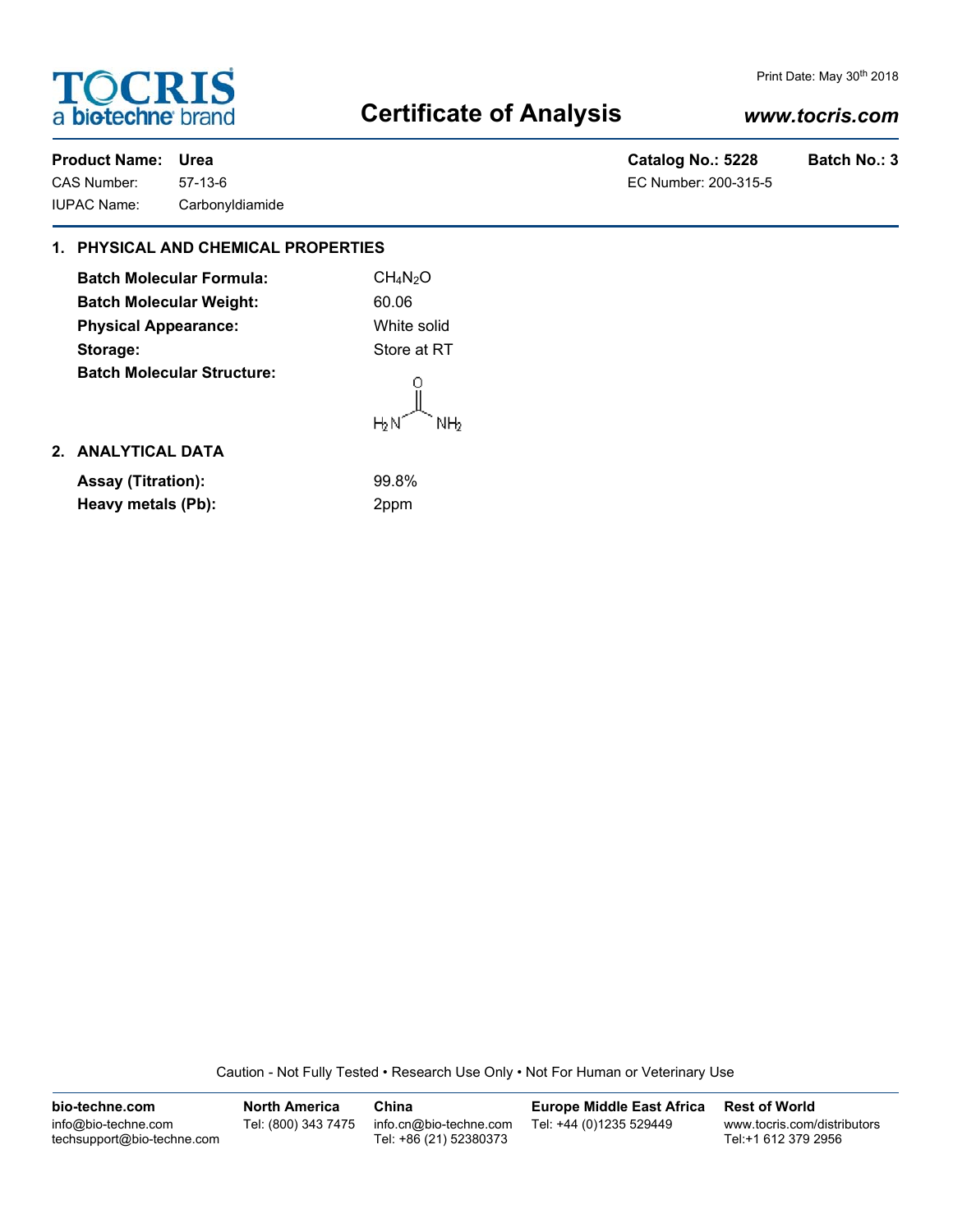TOCRIS a biotechne brand

Print Date: May 30th 2018

# Certificate of Analysis

*www.tocris.com*

**Product Name: Urea** | **Catalog No.: 5228** | **Batch No.: 3**

CAS Number: 57-13-6 | EC Number: 200-315-5

IUPAC Name: Carbonyldiamide

## 1. PHYSICAL AND CHEMICAL PROPERTIES

**Batch Molecular Formula:** $CH_4N_2O$

**Batch Molecular Weight:** 60.06

**Physical Appearance:** White solid

**Storage:** Store at RT

**Batch Molecular Structure:**

$H_2N-C(=O)-NH_2$

## 2. ANALYTICAL DATA

**Assay (Titration):** 99.8%

**Heavy metals (Pb):** 2ppm

Caution - Not Fully Tested • Research Use Only • Not For Human or Veterinary Use

| bio-techne.com | North America | China | Europe Middle East Africa | Rest of World |
| --- | --- | --- | --- | --- |
| info@bio-techne.com<br>techsupport@bio-techne.com | Tel: (800) 343 7475 | info.cn@bio-techne.com<br>Tel: +86 (21) 52380373 | Tel: +44 (0)1235 529449 | www.tocris.com/distributors<br>Tel:+1 612 379 2956 |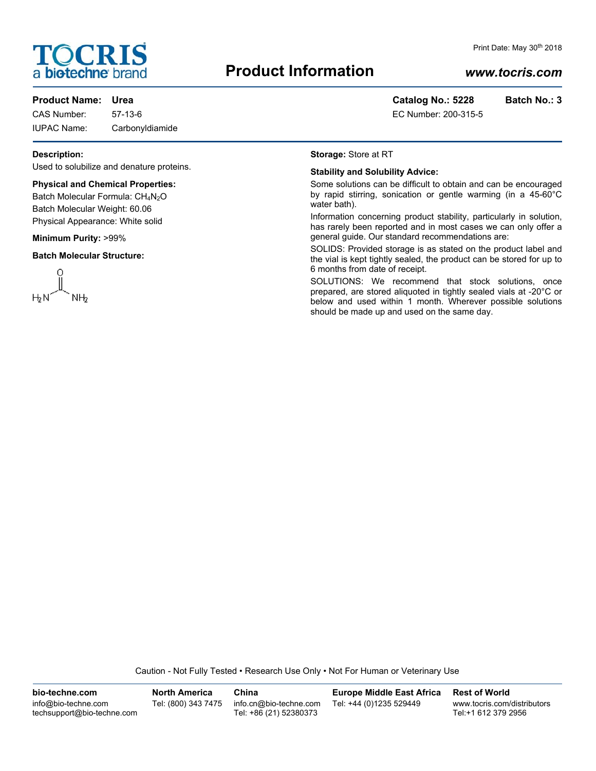# TOCRIS
a biotechne brand

Print Date: May 30th 2018

# Product Information

*www.tocris.com*

**Product Name: Urea** | **Catalog No.: 5228** | **Batch No.: 3**

CAS Number: 57-13-6

EC Number: 200-315-5

IUPAC Name: Carbonyldiamide

**Description:**

Used to solubilize and denature proteins.

**Physical and Chemical Properties:**

Batch Molecular Formula: $CH_4N_2O$

Batch Molecular Weight: 60.06

Physical Appearance: White solid

**Minimum Purity:** >99%

**Batch Molecular Structure:**

O
‖
$H_2N$ — C — $NH_2$

**Storage:** Store at RT

**Stability and Solubility Advice:**

Some solutions can be difficult to obtain and can be encouraged by rapid stirring, sonication or gentle warming (in a 45-60°C water bath).

Information concerning product stability, particularly in solution, has rarely been reported and in most cases we can only offer a general guide. Our standard recommendations are:

SOLIDS: Provided storage is as stated on the product label and the vial is kept tightly sealed, the product can be stored for up to 6 months from date of receipt.

SOLUTIONS: We recommend that stock solutions, once prepared, are stored aliquoted in tightly sealed vials at -20°C or below and used within 1 month. Wherever possible solutions should be made up and used on the same day.

Caution - Not Fully Tested • Research Use Only • Not For Human or Veterinary Use

| bio-techne.com | North America | China | Europe Middle East Africa | Rest of World |
| --- | --- | --- | --- | --- |
| info@bio-techne.com<br>techsupport@bio-techne.com | Tel: (800) 343 7475 | info.cn@bio-techne.com<br>Tel: +86 (21) 52380373 | Tel: +44 (0)1235 529449 | www.tocris.com/distributors<br>Tel:+1 612 379 2956 |